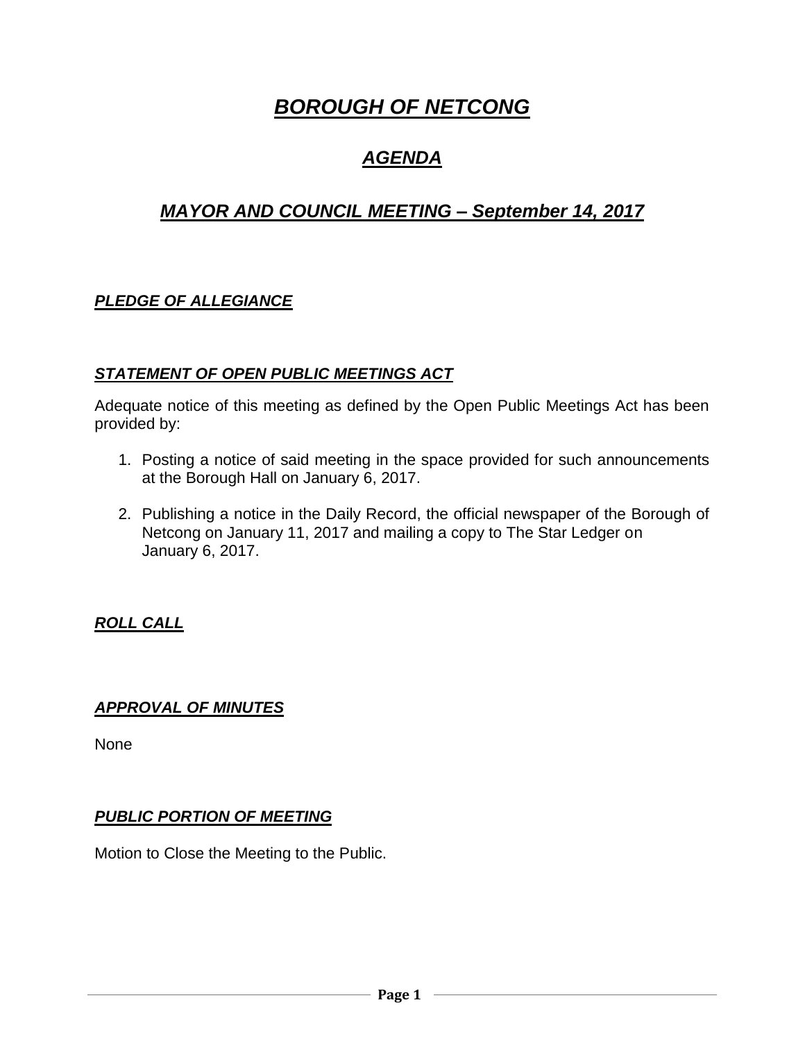# ***BOROUGH OF NETCONG***

## ***AGENDA***

## ***MAYOR AND COUNCIL MEETING – September 14, 2017***

### ***PLEDGE OF ALLEGIANCE***

### ***STATEMENT OF OPEN PUBLIC MEETINGS ACT***

Adequate notice of this meeting as defined by the Open Public Meetings Act has been provided by:

1. Posting a notice of said meeting in the space provided for such announcements at the Borough Hall on January 6, 2017.

2. Publishing a notice in the Daily Record, the official newspaper of the Borough of Netcong on January 11, 2017 and mailing a copy to The Star Ledger on January 6, 2017.

### ***ROLL CALL***

### ***APPROVAL OF MINUTES***

None

### ***PUBLIC PORTION OF MEETING***

Motion to Close the Meeting to the Public.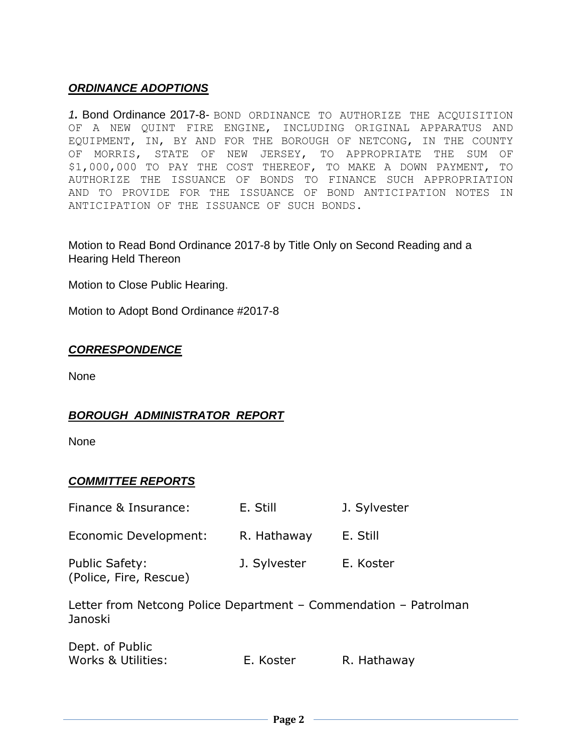## ***ORDINANCE ADOPTIONS***

***1.*** Bond Ordinance 2017-8- BOND ORDINANCE TO AUTHORIZE THE ACQUISITION OF A NEW QUINT FIRE ENGINE, INCLUDING ORIGINAL APPARATUS AND EQUIPMENT, IN, BY AND FOR THE BOROUGH OF NETCONG, IN THE COUNTY OF MORRIS, STATE OF NEW JERSEY, TO APPROPRIATE THE SUM OF $1,000,000 TO PAY THE COST THEREOF, TO MAKE A DOWN PAYMENT, TO AUTHORIZE THE ISSUANCE OF BONDS TO FINANCE SUCH APPROPRIATION AND TO PROVIDE FOR THE ISSUANCE OF BOND ANTICIPATION NOTES IN ANTICIPATION OF THE ISSUANCE OF SUCH BONDS.

Motion to Read Bond Ordinance 2017-8 by Title Only on Second Reading and a Hearing Held Thereon

Motion to Close Public Hearing.

Motion to Adopt Bond Ordinance #2017-8

## ***CORRESPONDENCE***

None

## ***BOROUGH ADMINISTRATOR REPORT***

None

## ***COMMITTEE REPORTS***

| | | |
|---|---|---|
| Finance & Insurance: | E. Still | J. Sylvester |
| Economic Development: | R. Hathaway | E. Still |
| Public Safety: (Police, Fire, Rescue) | J. Sylvester | E. Koster |

Letter from Netcong Police Department – Commendation – Patrolman Janoski

| | | |
|---|---|---|
| Dept. of Public Works & Utilities: | E. Koster | R. Hathaway |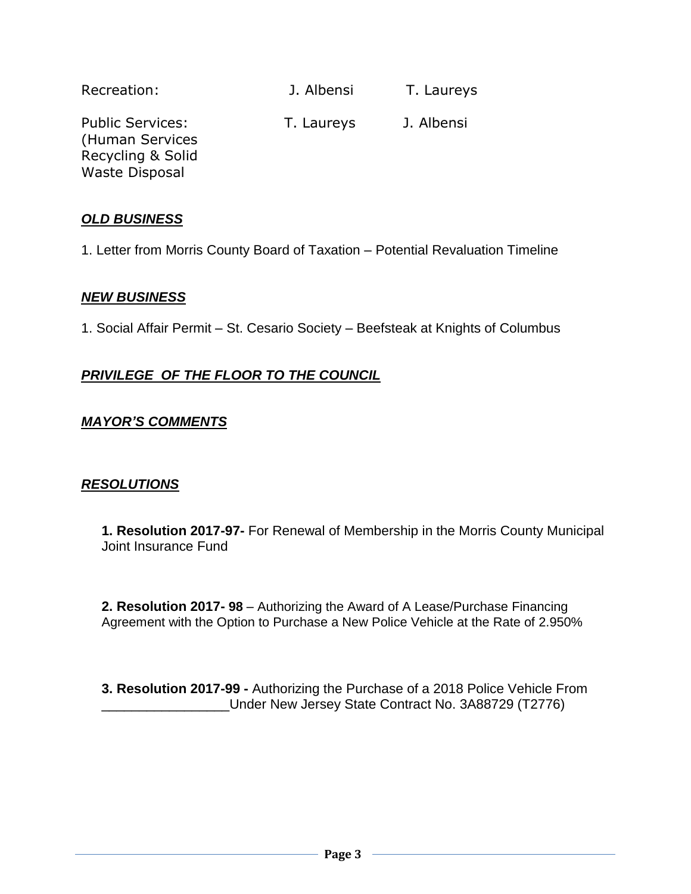| | | |
|---|---|---|
| Recreation: | J. Albensi | T. Laureys |
| Public Services: (Human Services Recycling & Solid Waste Disposal | T. Laureys | J. Albensi |

***OLD BUSINESS***

1. Letter from Morris County Board of Taxation – Potential Revaluation Timeline

***NEW BUSINESS***

1. Social Affair Permit – St. Cesario Society – Beefsteak at Knights of Columbus

***PRIVILEGE OF THE FLOOR TO THE COUNCIL***

***MAYOR'S COMMENTS***

***RESOLUTIONS***

**1. Resolution 2017-97-** For Renewal of Membership in the Morris County Municipal Joint Insurance Fund

**2. Resolution 2017- 98** – Authorizing the Award of A Lease/Purchase Financing Agreement with the Option to Purchase a New Police Vehicle at the Rate of 2.950%

**3. Resolution 2017-99 -** Authorizing the Purchase of a 2018 Police Vehicle From _________________Under New Jersey State Contract No. 3A88729 (T2776)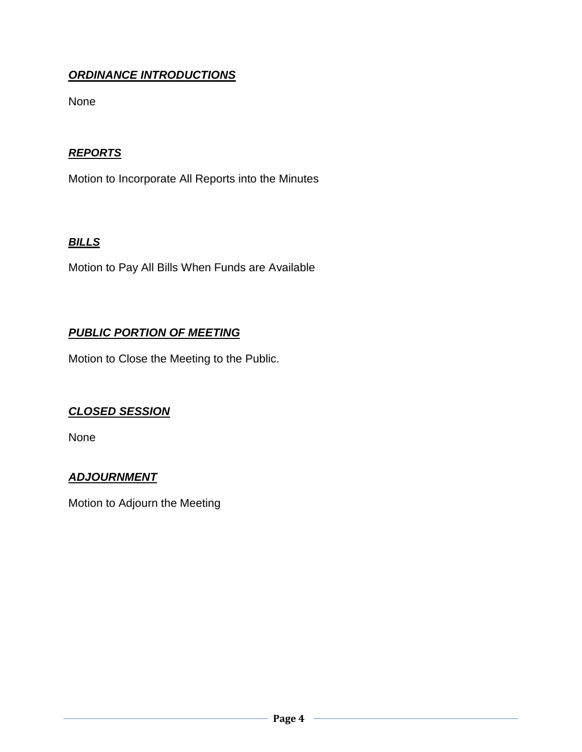***ORDINANCE INTRODUCTIONS***

None

***REPORTS***

Motion to Incorporate All Reports into the Minutes

***BILLS***

Motion to Pay All Bills When Funds are Available

***PUBLIC PORTION OF MEETING***

Motion to Close the Meeting to the Public.

***CLOSED SESSION***

None

***ADJOURNMENT***

Motion to Adjourn the Meeting